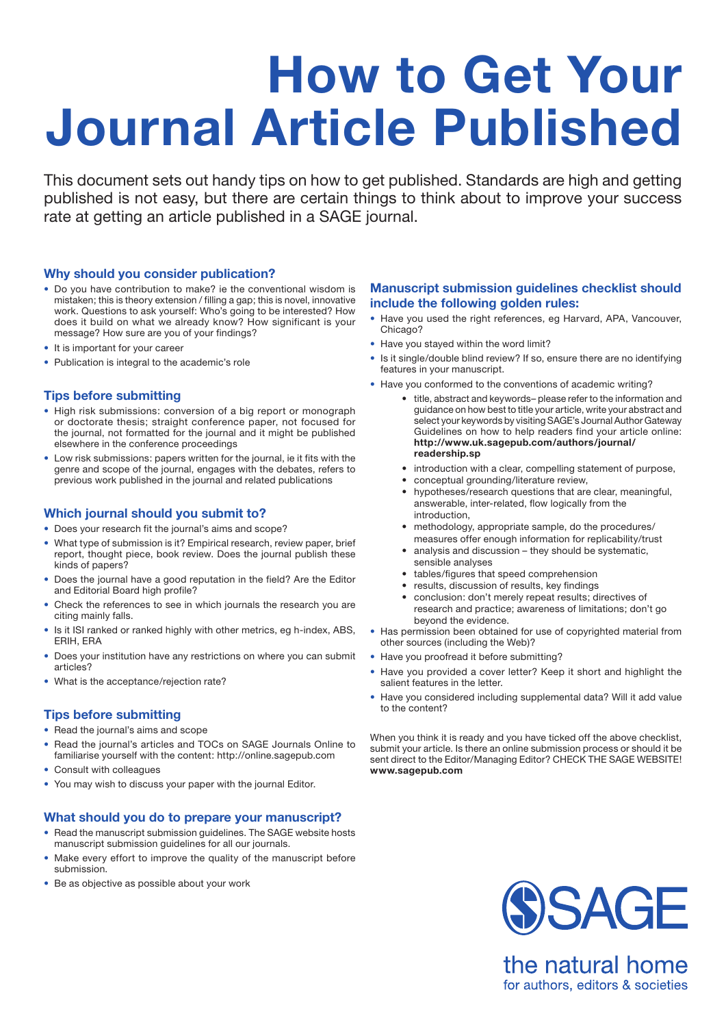# How to Get Your Journal Article Published

This document sets out handy tips on how to get published. Standards are high and getting published is not easy, but there are certain things to think about to improve your success rate at getting an article published in a SAGE journal.

## Why should you consider publication?

- Do you have contribution to make? ie the conventional wisdom is mistaken; this is theory extension / filling a gap; this is novel, innovative work. Questions to ask yourself: Who's going to be interested? How does it build on what we already know? How significant is your message? How sure are you of your findings?
- It is important for your career
- Publication is integral to the academic's role

## Tips before submitting

- High risk submissions: conversion of a big report or monograph or doctorate thesis; straight conference paper, not focused for the journal, not formatted for the journal and it might be published elsewhere in the conference proceedings
- Low risk submissions: papers written for the journal, ie it fits with the genre and scope of the journal, engages with the debates, refers to previous work published in the journal and related publications

## Which journal should you submit to?

- Does your research fit the journal's aims and scope?
- What type of submission is it? Empirical research, review paper, brief report, thought piece, book review. Does the journal publish these kinds of papers?
- Does the journal have a good reputation in the field? Are the Editor and Editorial Board high profile?
- Check the references to see in which journals the research you are citing mainly falls.
- Is it ISI ranked or ranked highly with other metrics, eg h-index, ABS, ERIH, ERA
- Does your institution have any restrictions on where you can submit articles?
- What is the acceptance/rejection rate?

## Tips before submitting

- Read the journal's aims and scope
- Read the journal's articles and TOCs on SAGE Journals Online to familiarise yourself with the content: http://online.sagepub.com
- Consult with colleagues
- You may wish to discuss your paper with the journal Editor.

## What should you do to prepare your manuscript?

- Read the manuscript submission guidelines. The SAGE website hosts manuscript submission guidelines for all our journals.
- Make every effort to improve the quality of the manuscript before submission.
- Be as objective as possible about your work

## Manuscript submission guidelines checklist should include the following golden rules:

- Have you used the right references, eg Harvard, APA, Vancouver, Chicago?
- Have you stayed within the word limit?
- Is it single/double blind review? If so, ensure there are no identifying features in your manuscript.
- Have you conformed to the conventions of academic writing?
  - title, abstract and keywords– please refer to the information and guidance on how best to title your article, write your abstract and select your keywords by visiting SAGE's Journal Author Gateway Guidelines on how to help readers find your article online: **http://www.uk.sagepub.com/authors/journal/readership.sp**
  - introduction with a clear, compelling statement of purpose,
  - conceptual grounding/literature review,
  - hypotheses/research questions that are clear, meaningful, answerable, inter-related, flow logically from the introduction,
  - methodology, appropriate sample, do the procedures/measures offer enough information for replicability/trust
  - analysis and discussion – they should be systematic, sensible analyses
  - tables/figures that speed comprehension
  - results, discussion of results, key findings
  - conclusion: don't merely repeat results; directives of research and practice; awareness of limitations; don't go beyond the evidence.
- Has permission been obtained for use of copyrighted material from other sources (including the Web)?
- Have you proofread it before submitting?
- Have you provided a cover letter? Keep it short and highlight the salient features in the letter.
- Have you considered including supplemental data? Will it add value to the content?

When you think it is ready and you have ticked off the above checklist, submit your article. Is there an online submission process or should it be sent direct to the Editor/Managing Editor? CHECK THE SAGE WEBSITE! **www.sagepub.com**

SAGE

the natural home
for authors, editors & societies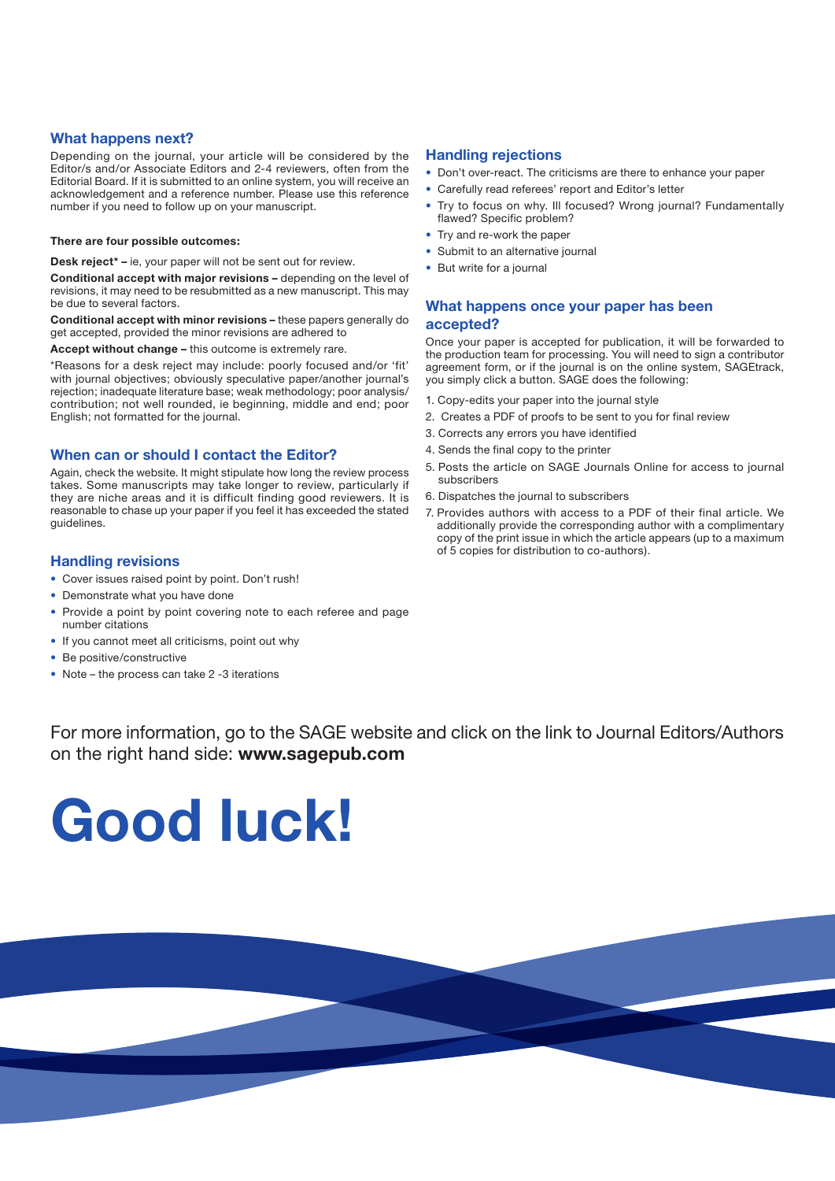## What happens next?

Depending on the journal, your article will be considered by the Editor/s and/or Associate Editors and 2-4 reviewers, often from the Editorial Board. If it is submitted to an online system, you will receive an acknowledgement and a reference number. Please use this reference number if you need to follow up on your manuscript.

**There are four possible outcomes:**

**Desk reject* –** ie, your paper will not be sent out for review.

**Conditional accept with major revisions –** depending on the level of revisions, it may need to be resubmitted as a new manuscript. This may be due to several factors.

**Conditional accept with minor revisions –** these papers generally do get accepted, provided the minor revisions are adhered to

**Accept without change –** this outcome is extremely rare.

*Reasons for a desk reject may include: poorly focused and/or 'fit' with journal objectives; obviously speculative paper/another journal's rejection; inadequate literature base; weak methodology; poor analysis/contribution; not well rounded, ie beginning, middle and end; poor English; not formatted for the journal.

## When can or should I contact the Editor?

Again, check the website. It might stipulate how long the review process takes. Some manuscripts may take longer to review, particularly if they are niche areas and it is difficult finding good reviewers. It is reasonable to chase up your paper if you feel it has exceeded the stated guidelines.

## Handling revisions

- Cover issues raised point by point. Don't rush!
- Demonstrate what you have done
- Provide a point by point covering note to each referee and page number citations
- If you cannot meet all criticisms, point out why
- Be positive/constructive
- Note – the process can take 2 -3 iterations

## Handling rejections

- Don't over-react. The criticisms are there to enhance your paper
- Carefully read referees' report and Editor's letter
- Try to focus on why. Ill focused? Wrong journal? Fundamentally flawed? Specific problem?
- Try and re-work the paper
- Submit to an alternative journal
- But write for a journal

## What happens once your paper has been accepted?

Once your paper is accepted for publication, it will be forwarded to the production team for processing. You will need to sign a contributor agreement form, or if the journal is on the online system, SAGEtrack, you simply click a button. SAGE does the following:

1. Copy-edits your paper into the journal style
2. Creates a PDF of proofs to be sent to you for final review
3. Corrects any errors you have identified
4. Sends the final copy to the printer
5. Posts the article on SAGE Journals Online for access to journal subscribers
6. Dispatches the journal to subscribers
7. Provides authors with access to a PDF of their final article. We additionally provide the corresponding author with a complimentary copy of the print issue in which the article appears (up to a maximum of 5 copies for distribution to co-authors).

For more information, go to the SAGE website and click on the link to Journal Editors/Authors on the right hand side: **www.sagepub.com**

# Good luck!